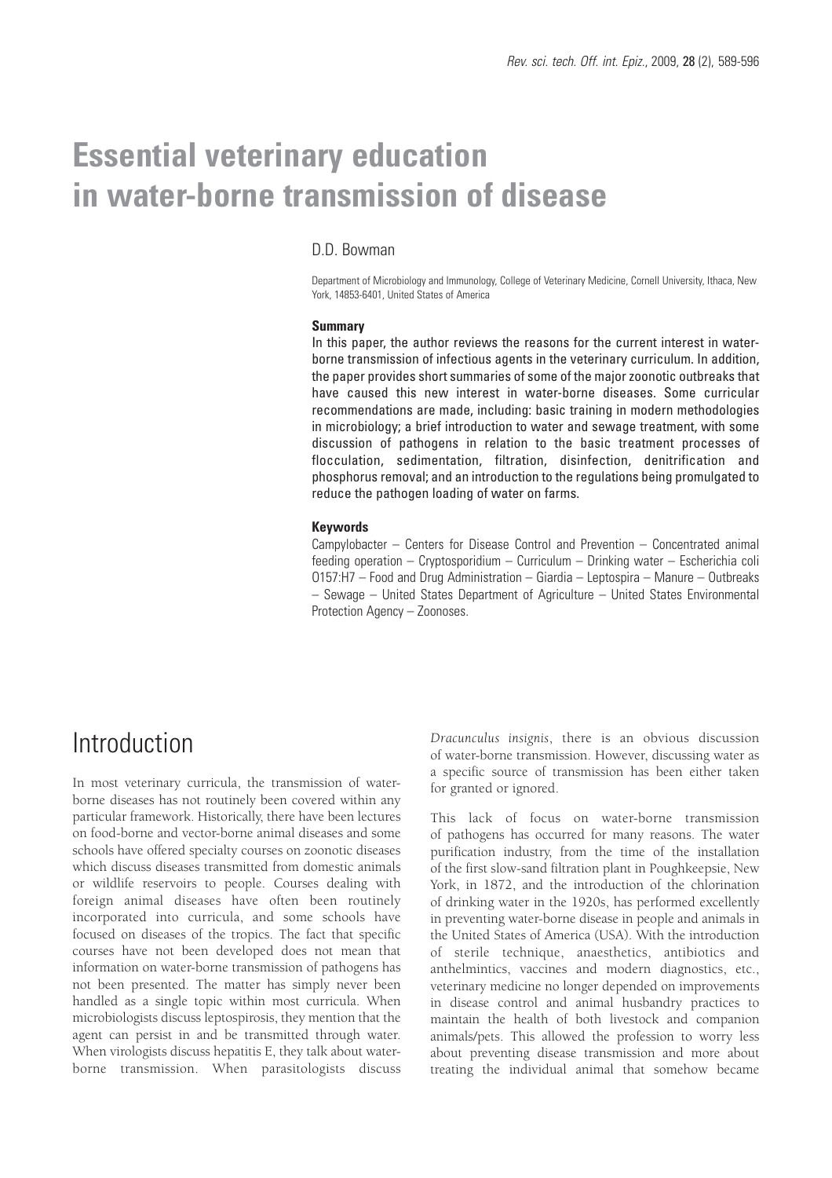# Essential veterinary education in water-borne transmission of disease

D.D. Bowman

Department of Microbiology and Immunology, College of Veterinary Medicine, Cornell University, Ithaca, New York, 14853-6401, United States of America

### Summary

In this paper, the author reviews the reasons for the current interest in water-borne transmission of infectious agents in the veterinary curriculum. In addition, the paper provides short summaries of some of the major zoonotic outbreaks that have caused this new interest in water-borne diseases. Some curricular recommendations are made, including: basic training in modern methodologies in microbiology; a brief introduction to water and sewage treatment, with some discussion of pathogens in relation to the basic treatment processes of flocculation, sedimentation, filtration, disinfection, denitrification and phosphorus removal; and an introduction to the regulations being promulgated to reduce the pathogen loading of water on farms.

### Keywords

Campylobacter – Centers for Disease Control and Prevention – Concentrated animal feeding operation – Cryptosporidium – Curriculum – Drinking water – Escherichia coli O157:H7 – Food and Drug Administration – Giardia – Leptospira – Manure – Outbreaks – Sewage – United States Department of Agriculture – United States Environmental Protection Agency – Zoonoses.

## Introduction

In most veterinary curricula, the transmission of water-borne diseases has not routinely been covered within any particular framework. Historically, there have been lectures on food-borne and vector-borne animal diseases and some schools have offered specialty courses on zoonotic diseases which discuss diseases transmitted from domestic animals or wildlife reservoirs to people. Courses dealing with foreign animal diseases have often been routinely incorporated into curricula, and some schools have focused on diseases of the tropics. The fact that specific courses have not been developed does not mean that information on water-borne transmission of pathogens has not been presented. The matter has simply never been handled as a single topic within most curricula. When microbiologists discuss leptospirosis, they mention that the agent can persist in and be transmitted through water. When virologists discuss hepatitis E, they talk about water-borne transmission. When parasitologists discuss *Dracunculus insignis*, there is an obvious discussion of water-borne transmission. However, discussing water as a specific source of transmission has been either taken for granted or ignored.

This lack of focus on water-borne transmission of pathogens has occurred for many reasons. The water purification industry, from the time of the installation of the first slow-sand filtration plant in Poughkeepsie, New York, in 1872, and the introduction of the chlorination of drinking water in the 1920s, has performed excellently in preventing water-borne disease in people and animals in the United States of America (USA). With the introduction of sterile technique, anaesthetics, antibiotics and anthelmintics, vaccines and modern diagnostics, etc., veterinary medicine no longer depended on improvements in disease control and animal husbandry practices to maintain the health of both livestock and companion animals/pets. This allowed the profession to worry less about preventing disease transmission and more about treating the individual animal that somehow became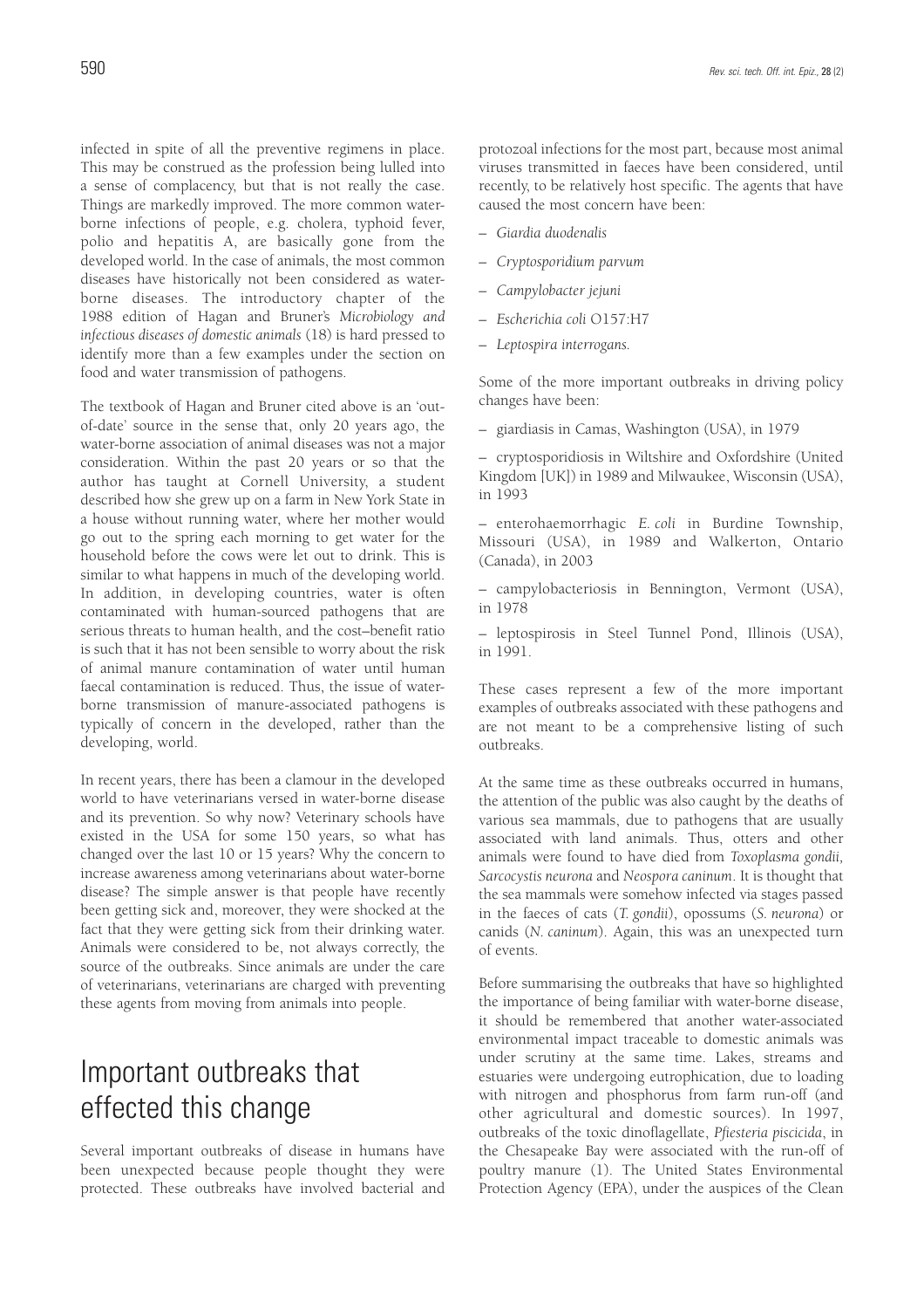infected in spite of all the preventive regimens in place. This may be construed as the profession being lulled into a sense of complacency, but that is not really the case. Things are markedly improved. The more common water-borne infections of people, e.g. cholera, typhoid fever, polio and hepatitis A, are basically gone from the developed world. In the case of animals, the most common diseases have historically not been considered as water-borne diseases. The introductory chapter of the 1988 edition of Hagan and Bruner's *Microbiology and infectious diseases of domestic animals* (18) is hard pressed to identify more than a few examples under the section on food and water transmission of pathogens.

The textbook of Hagan and Bruner cited above is an 'out-of-date' source in the sense that, only 20 years ago, the water-borne association of animal diseases was not a major consideration. Within the past 20 years or so that the author has taught at Cornell University, a student described how she grew up on a farm in New York State in a house without running water, where her mother would go out to the spring each morning to get water for the household before the cows were let out to drink. This is similar to what happens in much of the developing world. In addition, in developing countries, water is often contaminated with human-sourced pathogens that are serious threats to human health, and the cost–benefit ratio is such that it has not been sensible to worry about the risk of animal manure contamination of water until human faecal contamination is reduced. Thus, the issue of water-borne transmission of manure-associated pathogens is typically of concern in the developed, rather than the developing, world.

In recent years, there has been a clamour in the developed world to have veterinarians versed in water-borne disease and its prevention. So why now? Veterinary schools have existed in the USA for some 150 years, so what has changed over the last 10 or 15 years? Why the concern to increase awareness among veterinarians about water-borne disease? The simple answer is that people have recently been getting sick and, moreover, they were shocked at the fact that they were getting sick from their drinking water. Animals were considered to be, not always correctly, the source of the outbreaks. Since animals are under the care of veterinarians, veterinarians are charged with preventing these agents from moving from animals into people.

# Important outbreaks that effected this change

Several important outbreaks of disease in humans have been unexpected because people thought they were protected. These outbreaks have involved bacterial and protozoal infections for the most part, because most animal viruses transmitted in faeces have been considered, until recently, to be relatively host specific. The agents that have caused the most concern have been:

– *Giardia duodenalis*

– *Cryptosporidium parvum*

– *Campylobacter jejuni*

– *Escherichia coli* O157:H7

– *Leptospira interrogans.*

Some of the more important outbreaks in driving policy changes have been:

– giardiasis in Camas, Washington (USA), in 1979

– cryptosporidiosis in Wiltshire and Oxfordshire (United Kingdom [UK]) in 1989 and Milwaukee, Wisconsin (USA), in 1993

– enterohaemorrhagic *E. coli* in Burdine Township, Missouri (USA), in 1989 and Walkerton, Ontario (Canada), in 2003

– campylobacteriosis in Bennington, Vermont (USA), in 1978

– leptospirosis in Steel Tunnel Pond, Illinois (USA), in 1991.

These cases represent a few of the more important examples of outbreaks associated with these pathogens and are not meant to be a comprehensive listing of such outbreaks.

At the same time as these outbreaks occurred in humans, the attention of the public was also caught by the deaths of various sea mammals, due to pathogens that are usually associated with land animals. Thus, otters and other animals were found to have died from *Toxoplasma gondii, Sarcocystis neurona* and *Neospora caninum*. It is thought that the sea mammals were somehow infected via stages passed in the faeces of cats (*T. gondii*), opossums (*S. neurona*) or canids (*N. caninum*). Again, this was an unexpected turn of events.

Before summarising the outbreaks that have so highlighted the importance of being familiar with water-borne disease, it should be remembered that another water-associated environmental impact traceable to domestic animals was under scrutiny at the same time. Lakes, streams and estuaries were undergoing eutrophication, due to loading with nitrogen and phosphorus from farm run-off (and other agricultural and domestic sources). In 1997, outbreaks of the toxic dinoflagellate, *Pfiesteria piscicida*, in the Chesapeake Bay were associated with the run-off of poultry manure (1). The United States Environmental Protection Agency (EPA), under the auspices of the Clean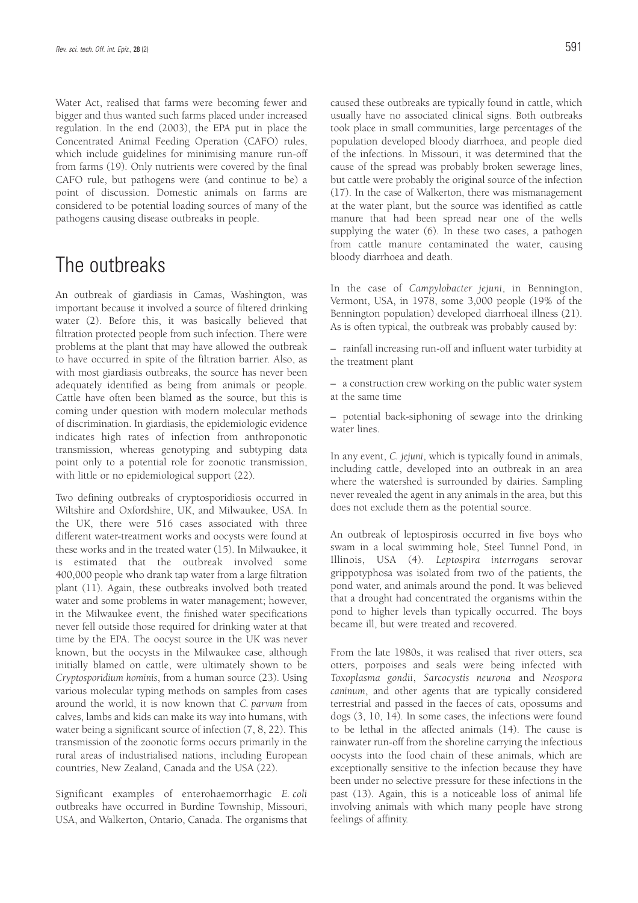Water Act, realised that farms were becoming fewer and bigger and thus wanted such farms placed under increased regulation. In the end (2003), the EPA put in place the Concentrated Animal Feeding Operation (CAFO) rules, which include guidelines for minimising manure run-off from farms (19). Only nutrients were covered by the final CAFO rule, but pathogens were (and continue to be) a point of discussion. Domestic animals on farms are considered to be potential loading sources of many of the pathogens causing disease outbreaks in people.

# The outbreaks

An outbreak of giardiasis in Camas, Washington, was important because it involved a source of filtered drinking water (2). Before this, it was basically believed that filtration protected people from such infection. There were problems at the plant that may have allowed the outbreak to have occurred in spite of the filtration barrier. Also, as with most giardiasis outbreaks, the source has never been adequately identified as being from animals or people. Cattle have often been blamed as the source, but this is coming under question with modern molecular methods of discrimination. In giardiasis, the epidemiologic evidence indicates high rates of infection from anthroponotic transmission, whereas genotyping and subtyping data point only to a potential role for zoonotic transmission, with little or no epidemiological support (22).

Two defining outbreaks of cryptosporidiosis occurred in Wiltshire and Oxfordshire, UK, and Milwaukee, USA. In the UK, there were 516 cases associated with three different water-treatment works and oocysts were found at these works and in the treated water (15). In Milwaukee, it is estimated that the outbreak involved some 400,000 people who drank tap water from a large filtration plant (11). Again, these outbreaks involved both treated water and some problems in water management; however, in the Milwaukee event, the finished water specifications never fell outside those required for drinking water at that time by the EPA. The oocyst source in the UK was never known, but the oocysts in the Milwaukee case, although initially blamed on cattle, were ultimately shown to be *Cryptosporidium hominis*, from a human source (23). Using various molecular typing methods on samples from cases around the world, it is now known that *C. parvum* from calves, lambs and kids can make its way into humans, with water being a significant source of infection (7, 8, 22). This transmission of the zoonotic forms occurs primarily in the rural areas of industrialised nations, including European countries, New Zealand, Canada and the USA (22).

Significant examples of enterohaemorrhagic *E. coli* outbreaks have occurred in Burdine Township, Missouri, USA, and Walkerton, Ontario, Canada. The organisms that caused these outbreaks are typically found in cattle, which usually have no associated clinical signs. Both outbreaks took place in small communities, large percentages of the population developed bloody diarrhoea, and people died of the infections. In Missouri, it was determined that the cause of the spread was probably broken sewerage lines, but cattle were probably the original source of the infection (17). In the case of Walkerton, there was mismanagement at the water plant, but the source was identified as cattle manure that had been spread near one of the wells supplying the water (6). In these two cases, a pathogen from cattle manure contaminated the water, causing bloody diarrhoea and death.

In the case of *Campylobacter jejuni*, in Bennington, Vermont, USA, in 1978, some 3,000 people (19% of the Bennington population) developed diarrhoeal illness (21). As is often typical, the outbreak was probably caused by:

– rainfall increasing run-off and influent water turbidity at the treatment plant

– a construction crew working on the public water system at the same time

– potential back-siphoning of sewage into the drinking water lines.

In any event, *C. jejuni*, which is typically found in animals, including cattle, developed into an outbreak in an area where the watershed is surrounded by dairies. Sampling never revealed the agent in any animals in the area, but this does not exclude them as the potential source.

An outbreak of leptospirosis occurred in five boys who swam in a local swimming hole, Steel Tunnel Pond, in Illinois, USA (4). *Leptospira interrogans* serovar grippotyphosa was isolated from two of the patients, the pond water, and animals around the pond. It was believed that a drought had concentrated the organisms within the pond to higher levels than typically occurred. The boys became ill, but were treated and recovered.

From the late 1980s, it was realised that river otters, sea otters, porpoises and seals were being infected with *Toxoplasma gondii*, *Sarcocystis neurona* and *Neospora caninum*, and other agents that are typically considered terrestrial and passed in the faeces of cats, opossums and dogs (3, 10, 14). In some cases, the infections were found to be lethal in the affected animals (14). The cause is rainwater run-off from the shoreline carrying the infectious oocysts into the food chain of these animals, which are exceptionally sensitive to the infection because they have been under no selective pressure for these infections in the past (13). Again, this is a noticeable loss of animal life involving animals with which many people have strong feelings of affinity.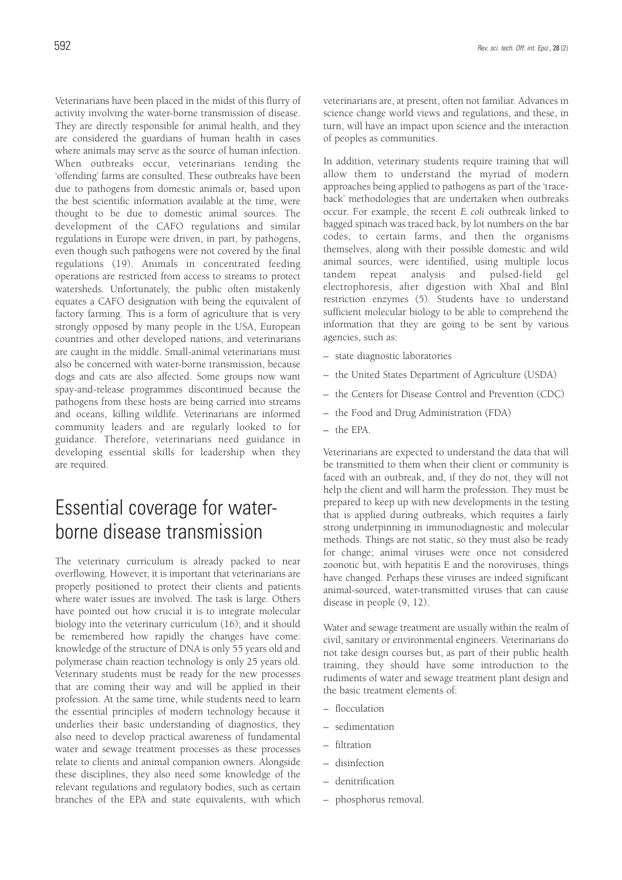Veterinarians have been placed in the midst of this flurry of activity involving the water-borne transmission of disease. They are directly responsible for animal health, and they are considered the guardians of human health in cases where animals may serve as the source of human infection. When outbreaks occur, veterinarians tending the 'offending' farms are consulted. These outbreaks have been due to pathogens from domestic animals or, based upon the best scientific information available at the time, were thought to be due to domestic animal sources. The development of the CAFO regulations and similar regulations in Europe were driven, in part, by pathogens, even though such pathogens were not covered by the final regulations (19). Animals in concentrated feeding operations are restricted from access to streams to protect watersheds. Unfortunately, the public often mistakenly equates a CAFO designation with being the equivalent of factory farming. This is a form of agriculture that is very strongly opposed by many people in the USA, European countries and other developed nations, and veterinarians are caught in the middle. Small-animal veterinarians must also be concerned with water-borne transmission, because dogs and cats are also affected. Some groups now want spay-and-release programmes discontinued because the pathogens from these hosts are being carried into streams and oceans, killing wildlife. Veterinarians are informed community leaders and are regularly looked to for guidance. Therefore, veterinarians need guidance in developing essential skills for leadership when they are required.

# Essential coverage for water-borne disease transmission

The veterinary curriculum is already packed to near overflowing. However, it is important that veterinarians are properly positioned to protect their clients and patients where water issues are involved. The task is large. Others have pointed out how crucial it is to integrate molecular biology into the veterinary curriculum (16); and it should be remembered how rapidly the changes have come: knowledge of the structure of DNA is only 55 years old and polymerase chain reaction technology is only 25 years old. Veterinary students must be ready for the new processes that are coming their way and will be applied in their profession. At the same time, while students need to learn the essential principles of modern technology because it underlies their basic understanding of diagnostics, they also need to develop practical awareness of fundamental water and sewage treatment processes as these processes relate to clients and animal companion owners. Alongside these disciplines, they also need some knowledge of the relevant regulations and regulatory bodies, such as certain branches of the EPA and state equivalents, with which veterinarians are, at present, often not familiar. Advances in science change world views and regulations, and these, in turn, will have an impact upon science and the interaction of peoples as communities.

In addition, veterinary students require training that will allow them to understand the myriad of modern approaches being applied to pathogens as part of the 'trace-back' methodologies that are undertaken when outbreaks occur. For example, the recent *E. coli* outbreak linked to bagged spinach was traced back, by lot numbers on the bar codes, to certain farms, and then the organisms themselves, along with their possible domestic and wild animal sources, were identified, using multiple locus tandem repeat analysis and pulsed-field gel electrophoresis, after digestion with XbaI and BlnI restriction enzymes (5). Students have to understand sufficient molecular biology to be able to comprehend the information that they are going to be sent by various agencies, such as:

– state diagnostic laboratories
– the United States Department of Agriculture (USDA)
– the Centers for Disease Control and Prevention (CDC)
– the Food and Drug Administration (FDA)
– the EPA.

Veterinarians are expected to understand the data that will be transmitted to them when their client or community is faced with an outbreak, and, if they do not, they will not help the client and will harm the profession. They must be prepared to keep up with new developments in the testing that is applied during outbreaks, which requires a fairly strong underpinning in immunodiagnostic and molecular methods. Things are not static, so they must also be ready for change; animal viruses were once not considered zoonotic but, with hepatitis E and the noroviruses, things have changed. Perhaps these viruses are indeed significant animal-sourced, water-transmitted viruses that can cause disease in people (9, 12).

Water and sewage treatment are usually within the realm of civil, sanitary or environmental engineers. Veterinarians do not take design courses but, as part of their public health training, they should have some introduction to the rudiments of water and sewage treatment plant design and the basic treatment elements of:

– flocculation
– sedimentation
– filtration
– disinfection
– denitrification
– phosphorus removal.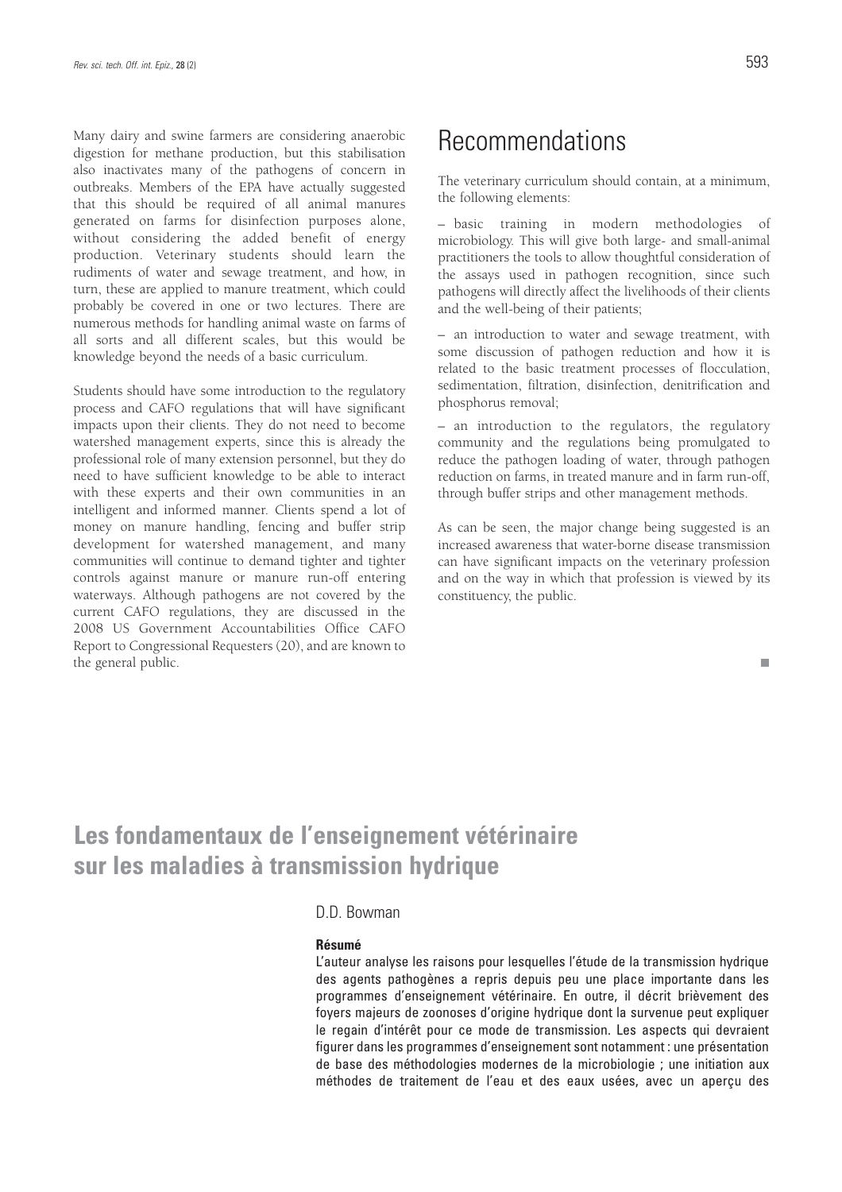Many dairy and swine farmers are considering anaerobic digestion for methane production, but this stabilisation also inactivates many of the pathogens of concern in outbreaks. Members of the EPA have actually suggested that this should be required of all animal manures generated on farms for disinfection purposes alone, without considering the added benefit of energy production. Veterinary students should learn the rudiments of water and sewage treatment, and how, in turn, these are applied to manure treatment, which could probably be covered in one or two lectures. There are numerous methods for handling animal waste on farms of all sorts and all different scales, but this would be knowledge beyond the needs of a basic curriculum.

Students should have some introduction to the regulatory process and CAFO regulations that will have significant impacts upon their clients. They do not need to become watershed management experts, since this is already the professional role of many extension personnel, but they do need to have sufficient knowledge to be able to interact with these experts and their own communities in an intelligent and informed manner. Clients spend a lot of money on manure handling, fencing and buffer strip development for watershed management, and many communities will continue to demand tighter and tighter controls against manure or manure run-off entering waterways. Although pathogens are not covered by the current CAFO regulations, they are discussed in the 2008 US Government Accountabilities Office CAFO Report to Congressional Requesters (20), and are known to the general public.

# Recommendations

The veterinary curriculum should contain, at a minimum, the following elements:

– basic training in modern methodologies of microbiology. This will give both large- and small-animal practitioners the tools to allow thoughtful consideration of the assays used in pathogen recognition, since such pathogens will directly affect the livelihoods of their clients and the well-being of their patients;

– an introduction to water and sewage treatment, with some discussion of pathogen reduction and how it is related to the basic treatment processes of flocculation, sedimentation, filtration, disinfection, denitrification and phosphorus removal;

– an introduction to the regulators, the regulatory community and the regulations being promulgated to reduce the pathogen loading of water, through pathogen reduction on farms, in treated manure and in farm run-off, through buffer strips and other management methods.

As can be seen, the major change being suggested is an increased awareness that water-borne disease transmission can have significant impacts on the veterinary profession and on the way in which that profession is viewed by its constituency, the public.

# Les fondamentaux de l'enseignement vétérinaire sur les maladies à transmission hydrique

D.D. Bowman

### Résumé

L'auteur analyse les raisons pour lesquelles l'étude de la transmission hydrique des agents pathogènes a repris depuis peu une place importante dans les programmes d'enseignement vétérinaire. En outre, il décrit brièvement des foyers majeurs de zoonoses d'origine hydrique dont la survenue peut expliquer le regain d'intérêt pour ce mode de transmission. Les aspects qui devraient figurer dans les programmes d'enseignement sont notamment : une présentation de base des méthodologies modernes de la microbiologie ; une initiation aux méthodes de traitement de l'eau et des eaux usées, avec un aperçu des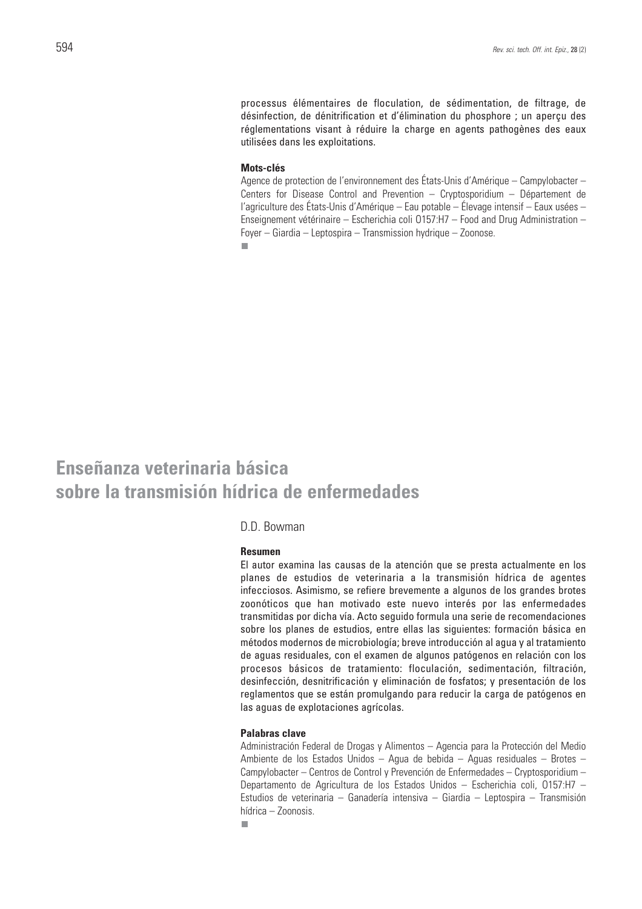processus élémentaires de floculation, de sédimentation, de filtrage, de désinfection, de dénitrification et d'élimination du phosphore ; un aperçu des réglementations visant à réduire la charge en agents pathogènes des eaux utilisées dans les exploitations.

**Mots-clés**

Agence de protection de l'environnement des États-Unis d'Amérique – Campylobacter – Centers for Disease Control and Prevention – Cryptosporidium – Département de l'agriculture des États-Unis d'Amérique – Eau potable – Élevage intensif – Eaux usées – Enseignement vétérinaire – Escherichia coli O157:H7 – Food and Drug Administration – Foyer – Giardia – Leptospira – Transmission hydrique – Zoonose.

# Enseñanza veterinaria básica sobre la transmisión hídrica de enfermedades

D.D. Bowman

**Resumen**

El autor examina las causas de la atención que se presta actualmente en los planes de estudios de veterinaria a la transmisión hídrica de agentes infecciosos. Asimismo, se refiere brevemente a algunos de los grandes brotes zoonóticos que han motivado este nuevo interés por las enfermedades transmitidas por dicha vía. Acto seguido formula una serie de recomendaciones sobre los planes de estudios, entre ellas las siguientes: formación básica en métodos modernos de microbiología; breve introducción al agua y al tratamiento de aguas residuales, con el examen de algunos patógenos en relación con los procesos básicos de tratamiento: floculación, sedimentación, filtración, desinfección, desnitrificación y eliminación de fosfatos; y presentación de los reglamentos que se están promulgando para reducir la carga de patógenos en las aguas de explotaciones agrícolas.

**Palabras clave**

Administración Federal de Drogas y Alimentos – Agencia para la Protección del Medio Ambiente de los Estados Unidos – Agua de bebida – Aguas residuales – Brotes – Campylobacter – Centros de Control y Prevención de Enfermedades – Cryptosporidium – Departamento de Agricultura de los Estados Unidos – Escherichia coli, O157:H7 – Estudios de veterinaria – Ganadería intensiva – Giardia – Leptospira – Transmisión hídrica – Zoonosis.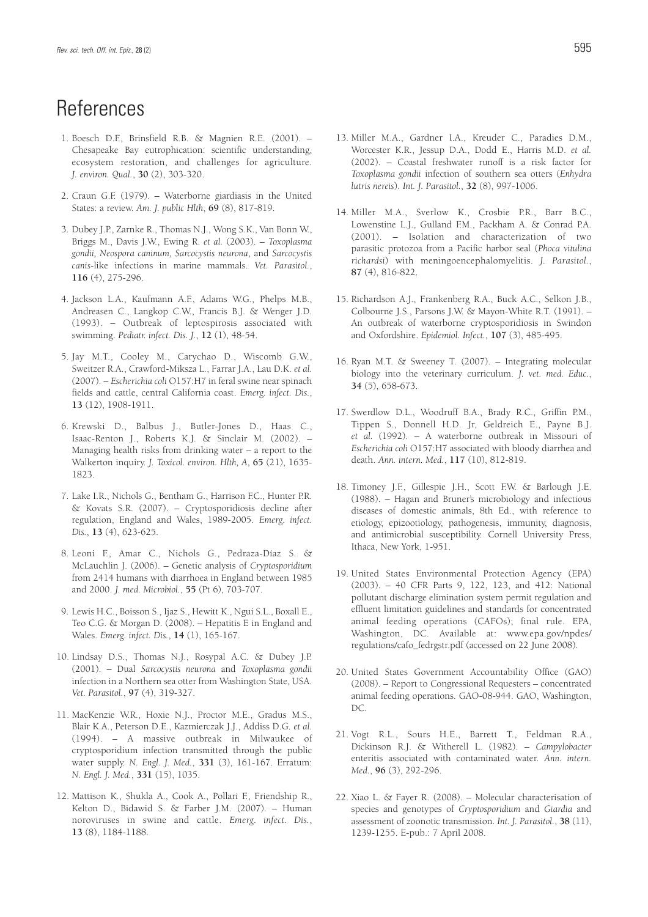# References

1. Boesch D.F., Brinsfield R.B. & Magnien R.E. (2001). – Chesapeake Bay eutrophication: scientific understanding, ecosystem restoration, and challenges for agriculture. *J. environ. Qual.*, **30** (2), 303-320.

2. Craun G.F. (1979). – Waterborne giardiasis in the United States: a review. *Am. J. public Hlth*, **69** (8), 817-819.

3. Dubey J.P., Zarnke R., Thomas N.J., Wong S.K., Van Bonn W., Briggs M., Davis J.W., Ewing R. *et al.* (2003). – *Toxoplasma gondii, Neospora caninum*, *Sarcocystis neurona*, and *Sarcocystis canis*-like infections in marine mammals. *Vet. Parasitol.*, **116** (4), 275-296.

4. Jackson L.A., Kaufmann A.F., Adams W.G., Phelps M.B., Andreasen C., Langkop C.W., Francis B.J. & Wenger J.D. (1993). – Outbreak of leptospirosis associated with swimming. *Pediatr. infect. Dis. J.*, **12** (1), 48-54.

5. Jay M.T., Cooley M., Carychao D., Wiscomb G.W., Sweitzer R.A., Crawford-Miksza L., Farrar J.A., Lau D.K. *et al.* (2007). – *Escherichia coli* O157:H7 in feral swine near spinach fields and cattle, central California coast. *Emerg. infect. Dis.*, **13** (12), 1908-1911.

6. Krewski D., Balbus J., Butler-Jones D., Haas C., Isaac-Renton J., Roberts K.J. & Sinclair M. (2002). – Managing health risks from drinking water – a report to the Walkerton inquiry. *J. Toxicol. environ. Hlth, A*, **65** (21), 1635-1823.

7. Lake I.R., Nichols G., Bentham G., Harrison F.C., Hunter P.R. & Kovats S.R. (2007). – Cryptosporidiosis decline after regulation, England and Wales, 1989-2005. *Emerg. infect. Dis.*, **13** (4), 623-625.

8. Leoni F., Amar C., Nichols G., Pedraza-Díaz S. & McLauchlin J. (2006). – Genetic analysis of *Cryptosporidium* from 2414 humans with diarrhoea in England between 1985 and 2000. *J. med. Microbiol.*, **55** (Pt 6), 703-707.

9. Lewis H.C., Boisson S., Ijaz S., Hewitt K., Ngui S.L., Boxall E., Teo C.G. & Morgan D. (2008). – Hepatitis E in England and Wales. *Emerg. infect. Dis.*, **14** (1), 165-167.

10. Lindsay D.S., Thomas N.J., Rosypal A.C. & Dubey J.P. (2001). – Dual *Sarcocystis neurona* and *Toxoplasma gondii* infection in a Northern sea otter from Washington State, USA. *Vet. Parasitol.*, **97** (4), 319-327.

11. MacKenzie W.R., Hoxie N.J., Proctor M.E., Gradus M.S., Blair K.A., Peterson D.E., Kazmierczak J.J., Addiss D.G. *et al.* (1994). – A massive outbreak in Milwaukee of cryptosporidium infection transmitted through the public water supply. *N. Engl. J. Med.*, **331** (3), 161-167. Erratum: *N. Engl. J. Med.*, **331** (15), 1035.

12. Mattison K., Shukla A., Cook A., Pollari F., Friendship R., Kelton D., Bidawid S. & Farber J.M. (2007). – Human noroviruses in swine and cattle. *Emerg. infect. Dis.*, **13** (8), 1184-1188.

13. Miller M.A., Gardner I.A., Kreuder C., Paradies D.M., Worcester K.R., Jessup D.A., Dodd E., Harris M.D. *et al.* (2002). – Coastal freshwater runoff is a risk factor for *Toxoplasma gondii* infection of southern sea otters (*Enhydra lutris nereis*). *Int. J. Parasitol.*, **32** (8), 997-1006.

14. Miller M.A., Sverlow K., Crosbie P.R., Barr B.C., Lowenstine L.J., Gulland F.M., Packham A. & Conrad P.A. (2001). – Isolation and characterization of two parasitic protozoa from a Pacific harbor seal (*Phoca vitulina richardsi*) with meningoencephalomyelitis. *J. Parasitol.*, **87** (4), 816-822.

15. Richardson A.J., Frankenberg R.A., Buck A.C., Selkon J.B., Colbourne J.S., Parsons J.W. & Mayon-White R.T. (1991). – An outbreak of waterborne cryptosporidiosis in Swindon and Oxfordshire. *Epidemiol. Infect.*, **107** (3), 485-495.

16. Ryan M.T. & Sweeney T. (2007). – Integrating molecular biology into the veterinary curriculum. *J. vet. med. Educ.*, **34** (5), 658-673.

17. Swerdlow D.L., Woodruff B.A., Brady R.C., Griffin P.M., Tippen S., Donnell H.D. Jr, Geldreich E., Payne B.J. *et al.* (1992). – A waterborne outbreak in Missouri of *Escherichia coli* O157:H7 associated with bloody diarrhea and death. *Ann. intern. Med.*, **117** (10), 812-819.

18. Timoney J.F., Gillespie J.H., Scott F.W. & Barlough J.E. (1988). – Hagan and Bruner's microbiology and infectious diseases of domestic animals, 8th Ed., with reference to etiology, epizootiology, pathogenesis, immunity, diagnosis, and antimicrobial susceptibility. Cornell University Press, Ithaca, New York, 1-951.

19. United States Environmental Protection Agency (EPA) (2003). – 40 CFR Parts 9, 122, 123, and 412: National pollutant discharge elimination system permit regulation and effluent limitation guidelines and standards for concentrated animal feeding operations (CAFOs); final rule. EPA, Washington, DC. Available at: www.epa.gov/npdes/regulations/cafo_fedrgstr.pdf (accessed on 22 June 2008).

20. United States Government Accountability Office (GAO) (2008). – Report to Congressional Requesters – concentrated animal feeding operations. GAO-08-944. GAO, Washington, DC.

21. Vogt R.L., Sours H.E., Barrett T., Feldman R.A., Dickinson R.J. & Witherell L. (1982). – *Campylobacter* enteritis associated with contaminated water. *Ann. intern. Med.*, **96** (3), 292-296.

22. Xiao L. & Fayer R. (2008). – Molecular characterisation of species and genotypes of *Cryptosporidium* and *Giardia* and assessment of zoonotic transmission. *Int. J. Parasitol.*, **38** (11), 1239-1255. E-pub.: 7 April 2008.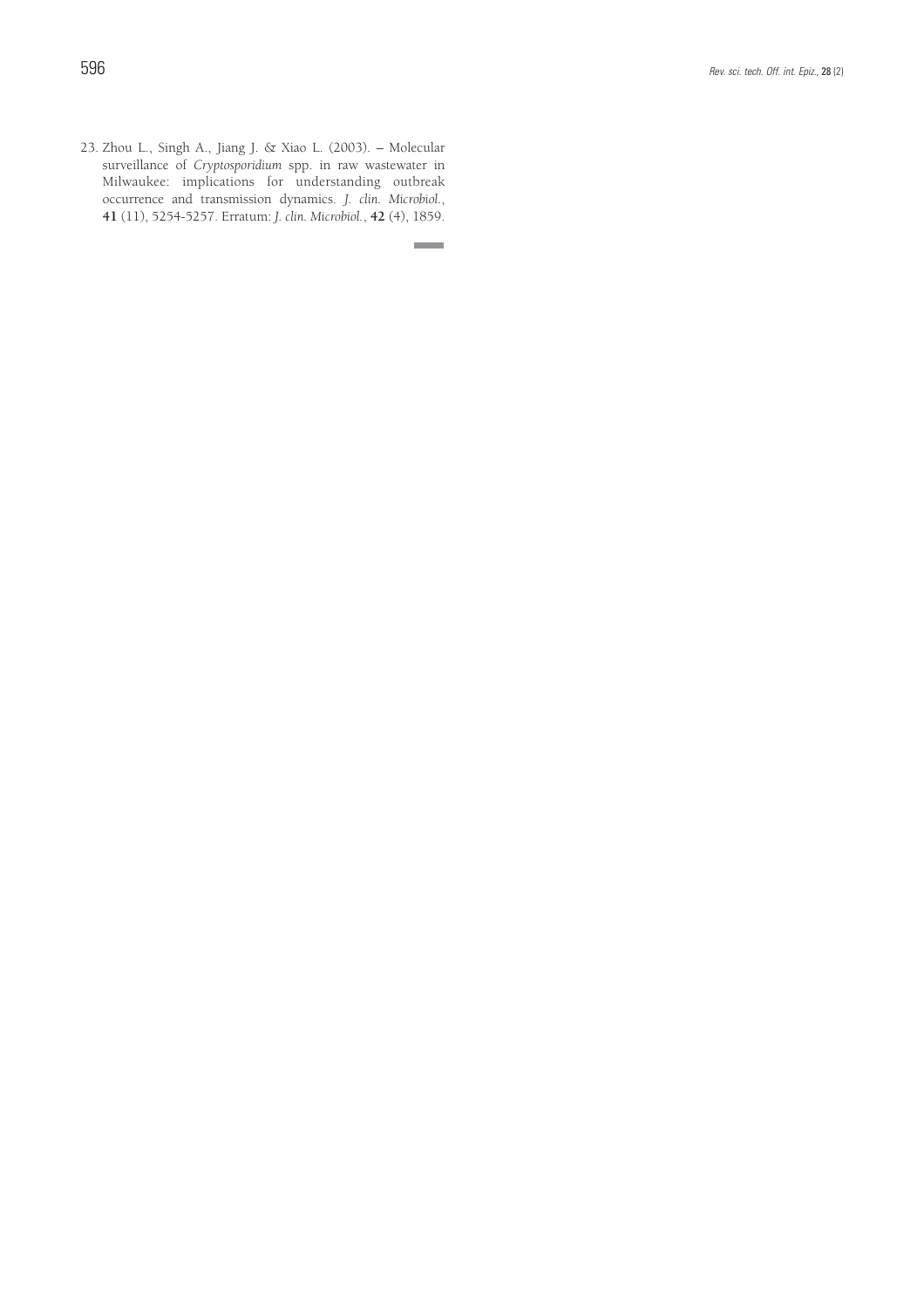23. Zhou L., Singh A., Jiang J. & Xiao L. (2003). – Molecular surveillance of *Cryptosporidium* spp. in raw wastewater in Milwaukee: implications for understanding outbreak occurrence and transmission dynamics. *J. clin. Microbiol.*, **41** (11), 5254-5257. Erratum: *J. clin. Microbiol.*, **42** (4), 1859.